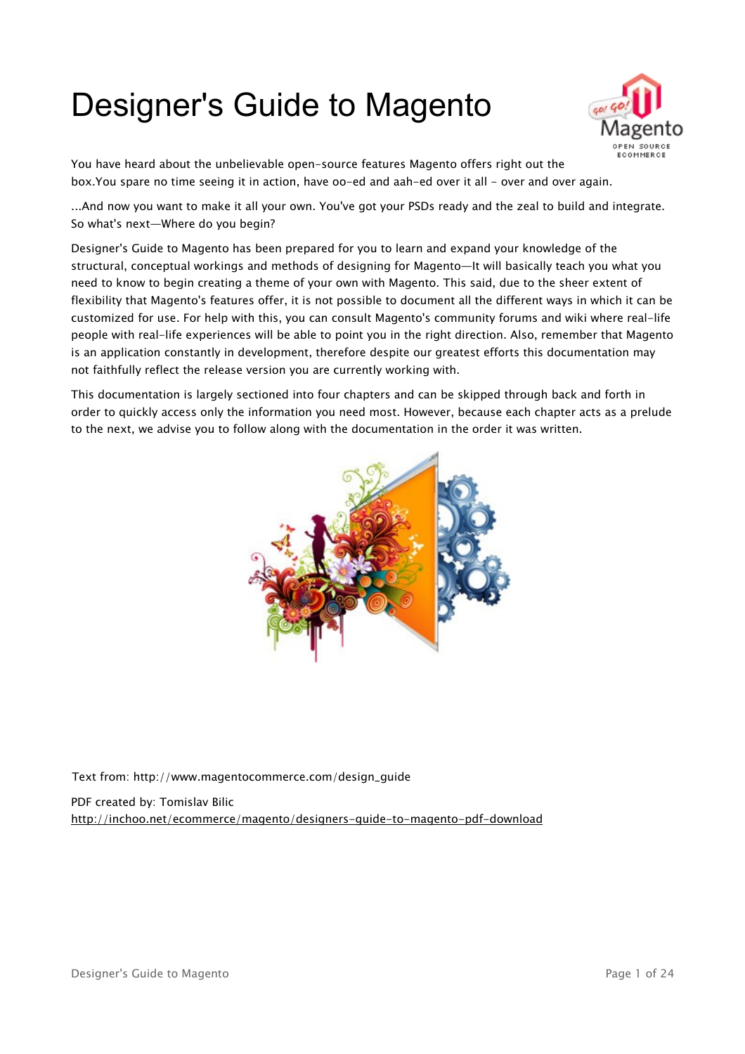# Designer's Guide to Magento

You have heard about the unbelievable open-source features Magento offers right out the box.You spare no time seeing it in action, have oo-ed and aah-ed over it all - over and over again.

...And now you want to make it all your own. You've got your PSDs ready and the zeal to build and integrate. So what's next—Where do you begin?

Designer's Guide to Magento has been prepared for you to learn and expand your knowledge of the structural, conceptual workings and methods of designing for Magento—It will basically teach you what you need to know to begin creating a theme of your own with Magento. This said, due to the sheer extent of flexibility that Magento's features offer, it is not possible to document all the different ways in which it can be customized for use. For help with this, you can consult Magento's community forums and wiki where real-life people with real-life experiences will be able to point you in the right direction. Also, remember that Magento is an application constantly in development, therefore despite our greatest efforts this documentation may not faithfully reflect the release version you are currently working with.

This documentation is largely sectioned into four chapters and can be skipped through back and forth in order to quickly access only the information you need most. However, because each chapter acts as a prelude to the next, we advise you to follow along with the documentation in the order it was written.

Text from: http://www.magentocommerce.com/design_guide

PDF created by: Tomislav Bilic
http://inchoo.net/ecommerce/magento/designers-guide-to-magento-pdf-download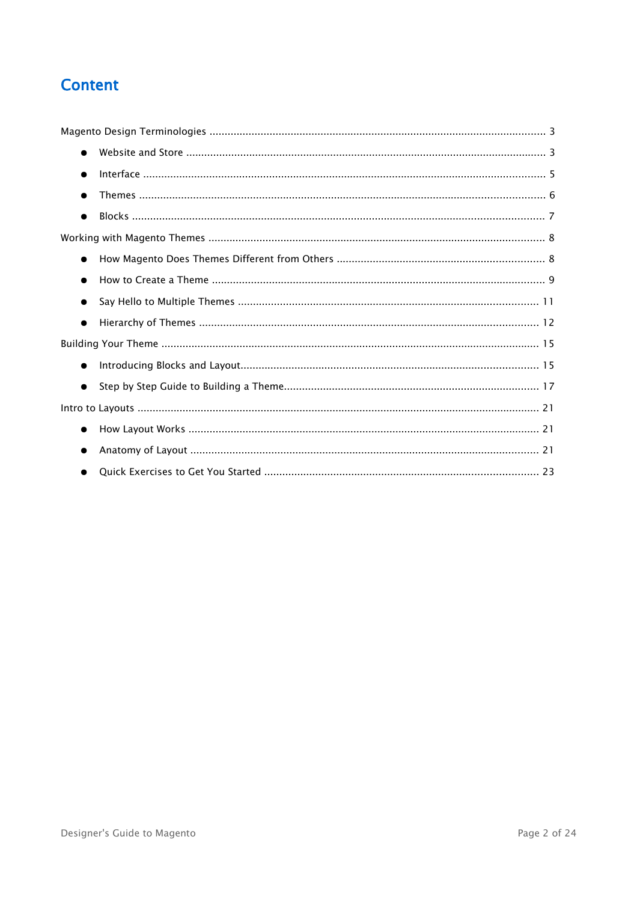# Content

Magento Design Terminologies ........................................................................................................... 3

- Website and Store ..................................................................................................................... 3
- Interface .................................................................................................................................. 5
- Themes .................................................................................................................................... 6
- Blocks ...................................................................................................................................... 7

Working with Magento Themes ........................................................................................................... 8

- How Magento Does Themes Different from Others .................................................................... 8
- How to Create a Theme ............................................................................................................. 9
- Say Hello to Multiple Themes .................................................................................................. 11
- Hierarchy of Themes ............................................................................................................... 12

Building Your Theme ........................................................................................................................ 15

- Introducing Blocks and Layout.................................................................................................. 15
- Step by Step Guide to Building a Theme.................................................................................... 17

Intro to Layouts ................................................................................................................................ 21

- How Layout Works .................................................................................................................. 21
- Anatomy of Layout .................................................................................................................. 21
- Quick Exercises to Get You Started ......................................................................................... 23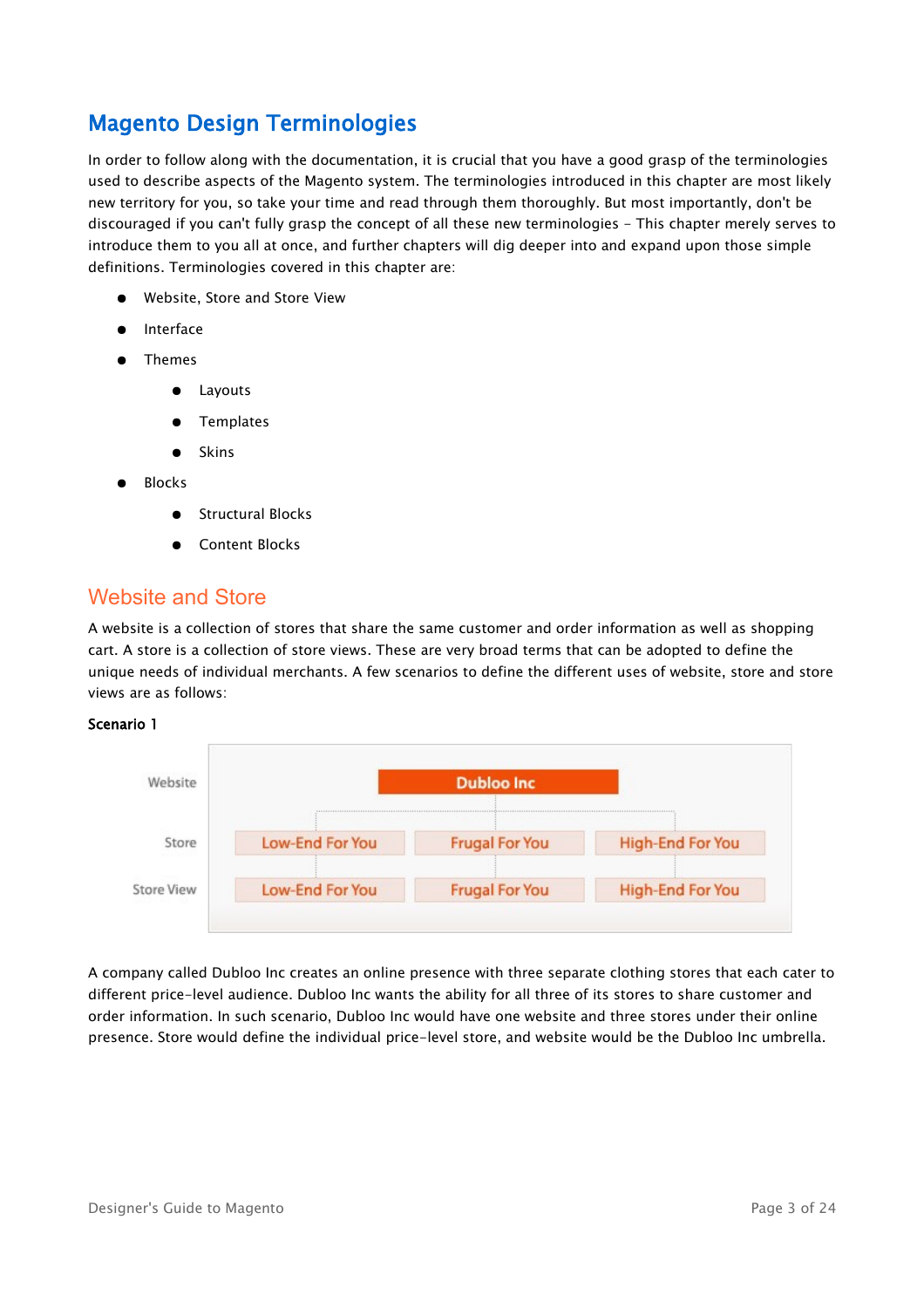# Magento Design Terminologies

In order to follow along with the documentation, it is crucial that you have a good grasp of the terminologies used to describe aspects of the Magento system. The terminologies introduced in this chapter are most likely new territory for you, so take your time and read through them thoroughly. But most importantly, don't be discouraged if you can't fully grasp the concept of all these new terminologies - This chapter merely serves to introduce them to you all at once, and further chapters will dig deeper into and expand upon those simple definitions. Terminologies covered in this chapter are:

- Website, Store and Store View
- Interface
- Themes
    - Layouts
    - Templates
    - Skins
- Blocks
    - Structural Blocks
    - Content Blocks

## Website and Store

A website is a collection of stores that share the same customer and order information as well as shopping cart. A store is a collection of store views. These are very broad terms that can be adopted to define the unique needs of individual merchants. A few scenarios to define the different uses of website, store and store views are as follows:

**Scenario 1**

| | | | |
|---|---|---|---|
| Website | Dubloo Inc | | |
| Store | Low-End For You | Frugal For You | High-End For You |
| Store View | Low-End For You | Frugal For You | High-End For You |

A company called Dubloo Inc creates an online presence with three separate clothing stores that each cater to different price-level audience. Dubloo Inc wants the ability for all three of its stores to share customer and order information. In such scenario, Dubloo Inc would have one website and three stores under their online presence. Store would define the individual price-level store, and website would be the Dubloo Inc umbrella.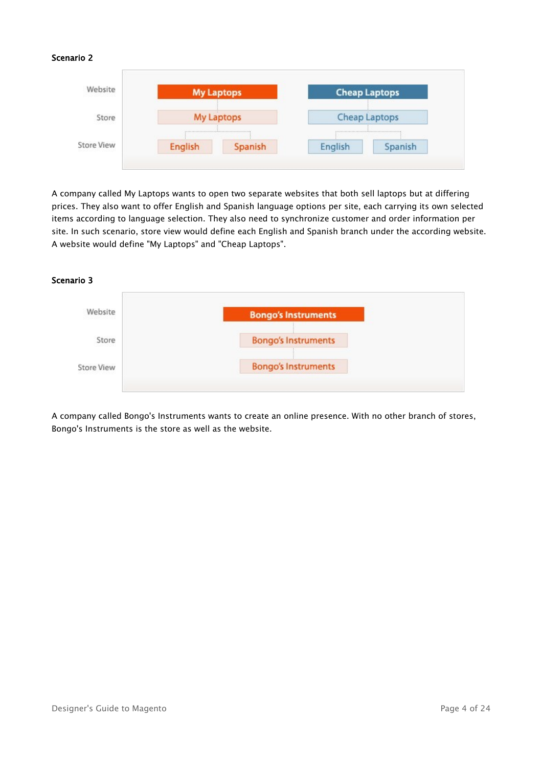**Scenario 2**

| Website | My Laptops | | Cheap Laptops | |
|---|---|---|---|---|
| Store | My Laptops | | Cheap Laptops | |
| Store View | English | Spanish | English | Spanish |

A company called My Laptops wants to open two separate websites that both sell laptops but at differing prices. They also want to offer English and Spanish language options per site, each carrying its own selected items according to language selection. They also need to synchronize customer and order information per site. In such scenario, store view would define each English and Spanish branch under the according website. A website would define "My Laptops" and "Cheap Laptops".

**Scenario 3**

| Website | Bongo's Instruments |
|---|---|
| Store | Bongo's Instruments |
| Store View | Bongo's Instruments |

A company called Bongo's Instruments wants to create an online presence. With no other branch of stores, Bongo's Instruments is the store as well as the website.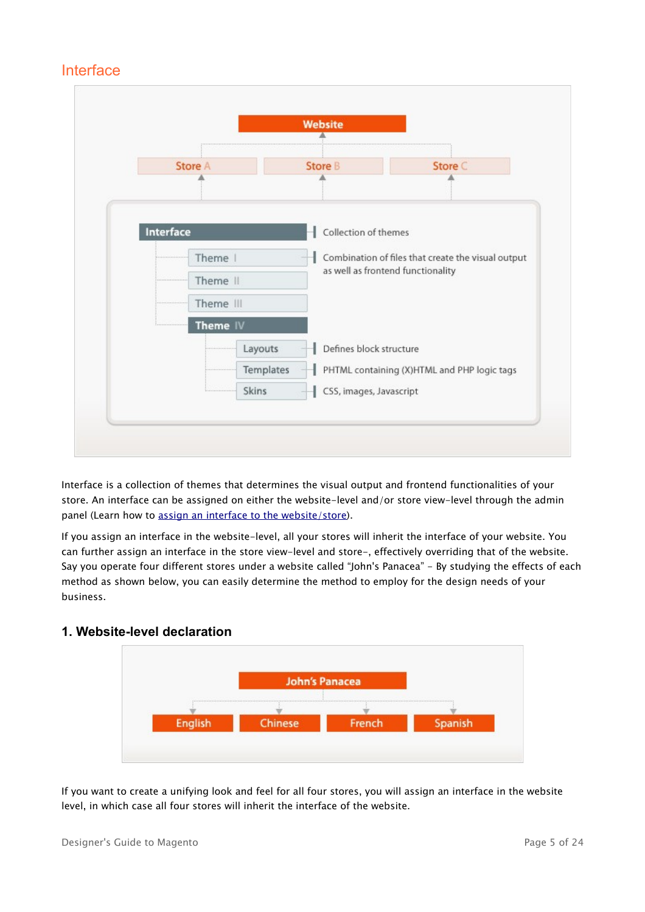## Interface

Interface is a collection of themes that determines the visual output and frontend functionalities of your store. An interface can be assigned on either the website-level and/or store view-level through the admin panel (Learn how to [assign an interface to the website/store](assign an interface to the website/store)).

If you assign an interface in the website-level, all your stores will inherit the interface of your website. You can further assign an interface in the store view-level and store-, effectively overriding that of the website. Say you operate four different stores under a website called "John's Panacea" - By studying the effects of each method as shown below, you can easily determine the method to employ for the design needs of your business.

### 1. Website-level declaration

If you want to create a unifying look and feel for all four stores, you will assign an interface in the website level, in which case all four stores will inherit the interface of the website.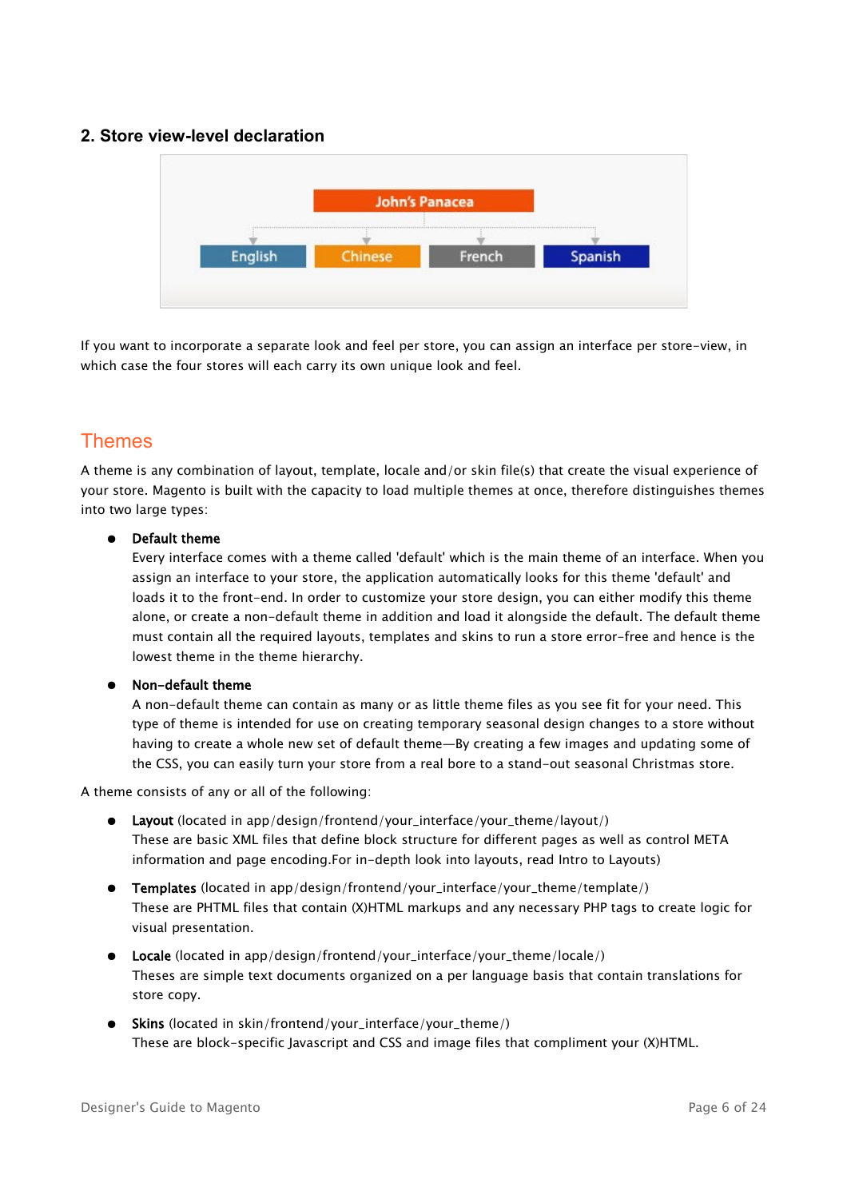### 2. Store view-level declaration

John's Panacea

English | Chinese | French | Spanish

If you want to incorporate a separate look and feel per store, you can assign an interface per store-view, in which case the four stores will each carry its own unique look and feel.

## Themes

A theme is any combination of layout, template, locale and/or skin file(s) that create the visual experience of your store. Magento is built with the capacity to load multiple themes at once, therefore distinguishes themes into two large types:

- **Default theme**
  Every interface comes with a theme called 'default' which is the main theme of an interface. When you assign an interface to your store, the application automatically looks for this theme 'default' and loads it to the front-end. In order to customize your store design, you can either modify this theme alone, or create a non-default theme in addition and load it alongside the default. The default theme must contain all the required layouts, templates and skins to run a store error-free and hence is the lowest theme in the theme hierarchy.

- **Non-default theme**
  A non-default theme can contain as many or as little theme files as you see fit for your need. This type of theme is intended for use on creating temporary seasonal design changes to a store without having to create a whole new set of default theme—By creating a few images and updating some of the CSS, you can easily turn your store from a real bore to a stand-out seasonal Christmas store.

A theme consists of any or all of the following:

- **Layout** (located in app/design/frontend/your_interface/your_theme/layout/)
  These are basic XML files that define block structure for different pages as well as control META information and page encoding.For in-depth look into layouts, read Intro to Layouts)

- **Templates** (located in app/design/frontend/your_interface/your_theme/template/)
  These are PHTML files that contain (X)HTML markups and any necessary PHP tags to create logic for visual presentation.

- **Locale** (located in app/design/frontend/your_interface/your_theme/locale/)
  Theses are simple text documents organized on a per language basis that contain translations for store copy.

- **Skins** (located in skin/frontend/your_interface/your_theme/)
  These are block-specific Javascript and CSS and image files that compliment your (X)HTML.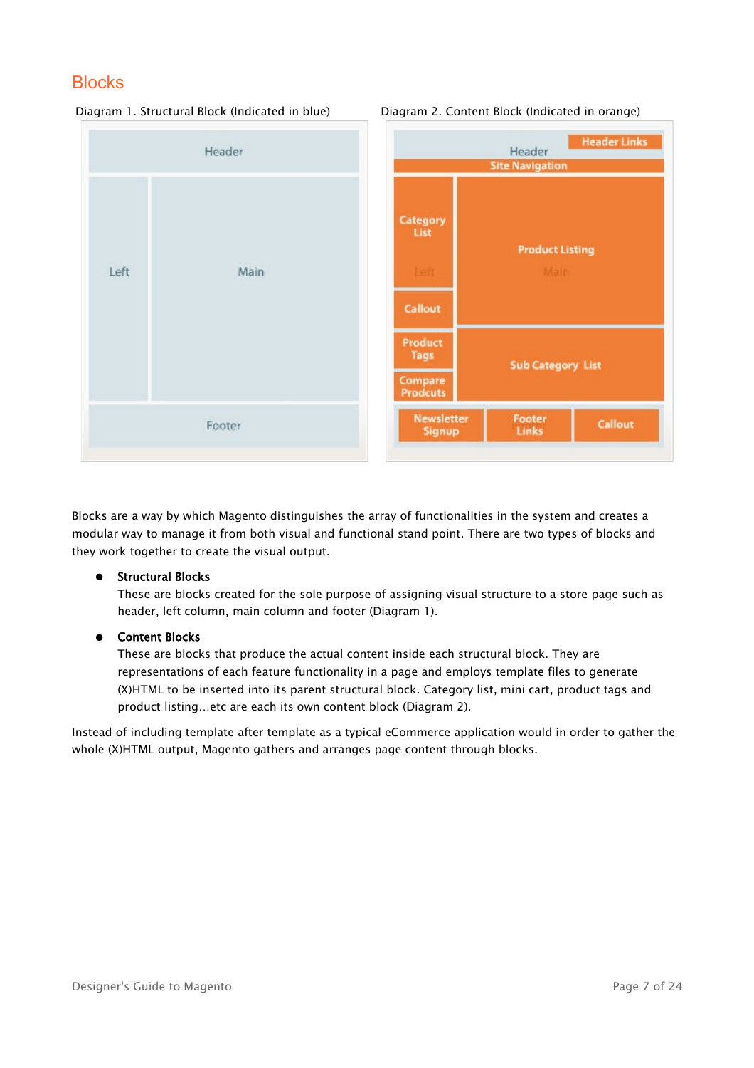# Blocks

Diagram 1. Structural Block (Indicated in blue)

Diagram 2. Content Block (Indicated in orange)

Blocks are a way by which Magento distinguishes the array of functionalities in the system and creates a modular way to manage it from both visual and functional stand point. There are two types of blocks and they work together to create the visual output.

- **Structural Blocks**
  These are blocks created for the sole purpose of assigning visual structure to a store page such as header, left column, main column and footer (Diagram 1).

- **Content Blocks**
  These are blocks that produce the actual content inside each structural block. They are representations of each feature functionality in a page and employs template files to generate (X)HTML to be inserted into its parent structural block. Category list, mini cart, product tags and product listing…etc are each its own content block (Diagram 2).

Instead of including template after template as a typical eCommerce application would in order to gather the whole (X)HTML output, Magento gathers and arranges page content through blocks.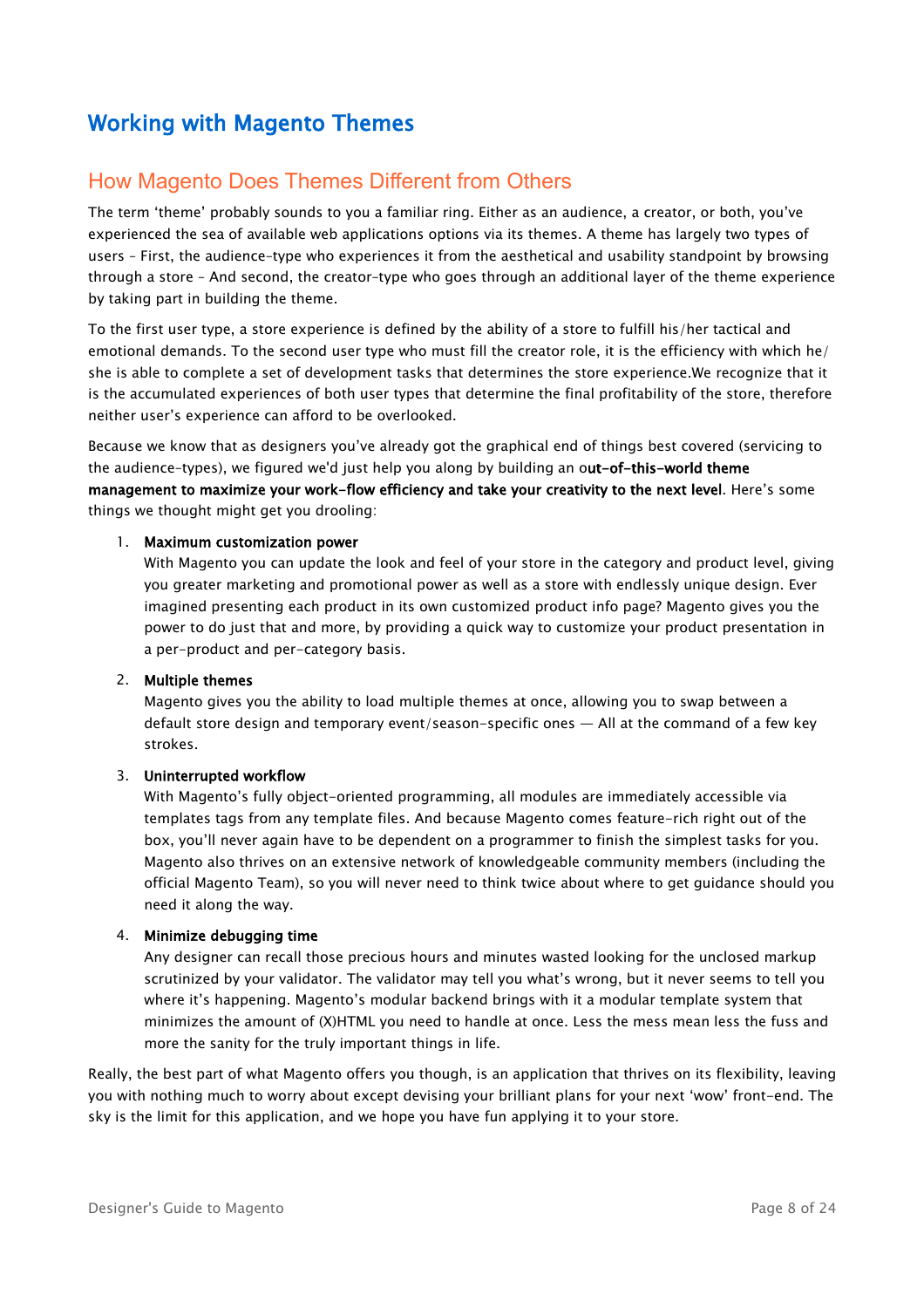# Working with Magento Themes

## How Magento Does Themes Different from Others

The term 'theme' probably sounds to you a familiar ring. Either as an audience, a creator, or both, you've experienced the sea of available web applications options via its themes. A theme has largely two types of users – First, the audience-type who experiences it from the aesthetical and usability standpoint by browsing through a store – And second, the creator-type who goes through an additional layer of the theme experience by taking part in building the theme.

To the first user type, a store experience is defined by the ability of a store to fulfill his/her tactical and emotional demands. To the second user type who must fill the creator role, it is the efficiency with which he/she is able to complete a set of development tasks that determines the store experience.We recognize that it is the accumulated experiences of both user types that determine the final profitability of the store, therefore neither user's experience can afford to be overlooked.

Because we know that as designers you've already got the graphical end of things best covered (servicing to the audience-types), we figured we'd just help you along by building an o**ut-of-this-world theme management to maximize your work-flow efficiency and take your creativity to the next level**. Here's some things we thought might get you drooling:

1. **Maximum customization power**
   With Magento you can update the look and feel of your store in the category and product level, giving you greater marketing and promotional power as well as a store with endlessly unique design. Ever imagined presenting each product in its own customized product info page? Magento gives you the power to do just that and more, by providing a quick way to customize your product presentation in a per-product and per-category basis.

2. **Multiple themes**
   Magento gives you the ability to load multiple themes at once, allowing you to swap between a default store design and temporary event/season-specific ones — All at the command of a few key strokes.

3. **Uninterrupted workflow**
   With Magento's fully object-oriented programming, all modules are immediately accessible via templates tags from any template files. And because Magento comes feature-rich right out of the box, you'll never again have to be dependent on a programmer to finish the simplest tasks for you. Magento also thrives on an extensive network of knowledgeable community members (including the official Magento Team), so you will never need to think twice about where to get guidance should you need it along the way.

4. **Minimize debugging time**
   Any designer can recall those precious hours and minutes wasted looking for the unclosed markup scrutinized by your validator. The validator may tell you what's wrong, but it never seems to tell you where it's happening. Magento's modular backend brings with it a modular template system that minimizes the amount of (X)HTML you need to handle at once. Less the mess mean less the fuss and more the sanity for the truly important things in life.

Really, the best part of what Magento offers you though, is an application that thrives on its flexibility, leaving you with nothing much to worry about except devising your brilliant plans for your next 'wow' front-end. The sky is the limit for this application, and we hope you have fun applying it to your store.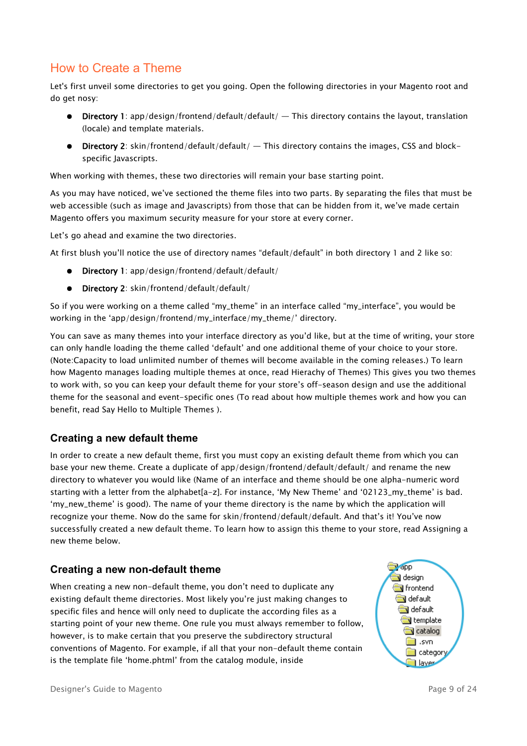## How to Create a Theme

Let's first unveil some directories to get you going. Open the following directories in your Magento root and do get nosy:

- **Directory 1**: app/design/frontend/default/default/ — This directory contains the layout, translation (locale) and template materials.
- **Directory 2**: skin/frontend/default/default/ — This directory contains the images, CSS and block-specific Javascripts.

When working with themes, these two directories will remain your base starting point.

As you may have noticed, we've sectioned the theme files into two parts. By separating the files that must be web accessible (such as image and Javascripts) from those that can be hidden from it, we've made certain Magento offers you maximum security measure for your store at every corner.

Let's go ahead and examine the two directories.

At first blush you'll notice the use of directory names "default/default" in both directory 1 and 2 like so:

- **Directory 1**: app/design/frontend/default/default/
- **Directory 2**: skin/frontend/default/default/

So if you were working on a theme called "my_theme" in an interface called "my_interface", you would be working in the 'app/design/frontend/my_interface/my_theme/' directory.

You can save as many themes into your interface directory as you'd like, but at the time of writing, your store can only handle loading the theme called 'default' and one additional theme of your choice to your store. (Note:Capacity to load unlimited number of themes will become available in the coming releases.) To learn how Magento manages loading multiple themes at once, read Hierachy of Themes) This gives you two themes to work with, so you can keep your default theme for your store's off-season design and use the additional theme for the seasonal and event-specific ones (To read about how multiple themes work and how you can benefit, read Say Hello to Multiple Themes ).

### Creating a new default theme

In order to create a new default theme, first you must copy an existing default theme from which you can base your new theme. Create a duplicate of app/design/frontend/default/default/ and rename the new directory to whatever you would like (Name of an interface and theme should be one alpha-numeric word starting with a letter from the alphabet[a-z]. For instance, 'My New Theme' and '02123_my_theme' is bad. 'my_new_theme' is good). The name of your theme directory is the name by which the application will recognize your theme. Now do the same for skin/frontend/default/default. And that's it! You've now successfully created a new default theme. To learn how to assign this theme to your store, read Assigning a new theme below.

### Creating a new non-default theme

When creating a new non-default theme, you don't need to duplicate any existing default theme directories. Most likely you're just making changes to specific files and hence will only need to duplicate the according files as a starting point of your new theme. One rule you must always remember to follow, however, is to make certain that you preserve the subdirectory structural conventions of Magento. For example, if all that your non-default theme contain is the template file 'home.phtml' from the catalog module, inside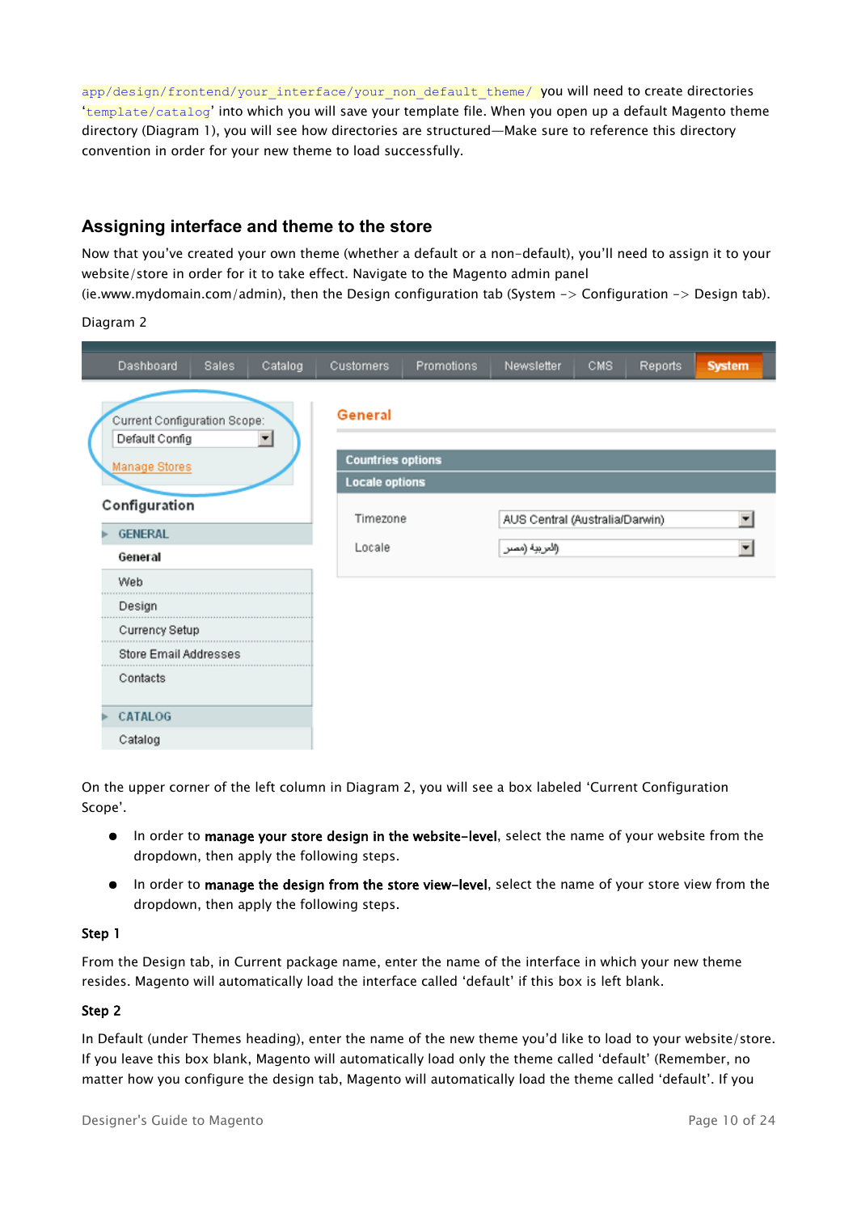`app/design/frontend/your_interface/your_non_default_theme/` you will need to create directories '`template/catalog`' into which you will save your template file. When you open up a default Magento theme directory (Diagram 1), you will see how directories are structured—Make sure to reference this directory convention in order for your new theme to load successfully.

## Assigning interface and theme to the store

Now that you've created your own theme (whether a default or a non-default), you'll need to assign it to your website/store in order for it to take effect. Navigate to the Magento admin panel (ie.www.mydomain.com/admin), then the Design configuration tab (System -> Configuration -> Design tab).

Diagram 2

On the upper corner of the left column in Diagram 2, you will see a box labeled 'Current Configuration Scope'.

- In order to **manage your store design in the website-level**, select the name of your website from the dropdown, then apply the following steps.
- In order to **manage the design from the store view-level**, select the name of your store view from the dropdown, then apply the following steps.

**Step 1**

From the Design tab, in Current package name, enter the name of the interface in which your new theme resides. Magento will automatically load the interface called 'default' if this box is left blank.

**Step 2**

In Default (under Themes heading), enter the name of the new theme you'd like to load to your website/store. If you leave this box blank, Magento will automatically load only the theme called 'default' (Remember, no matter how you configure the design tab, Magento will automatically load the theme called 'default'. If you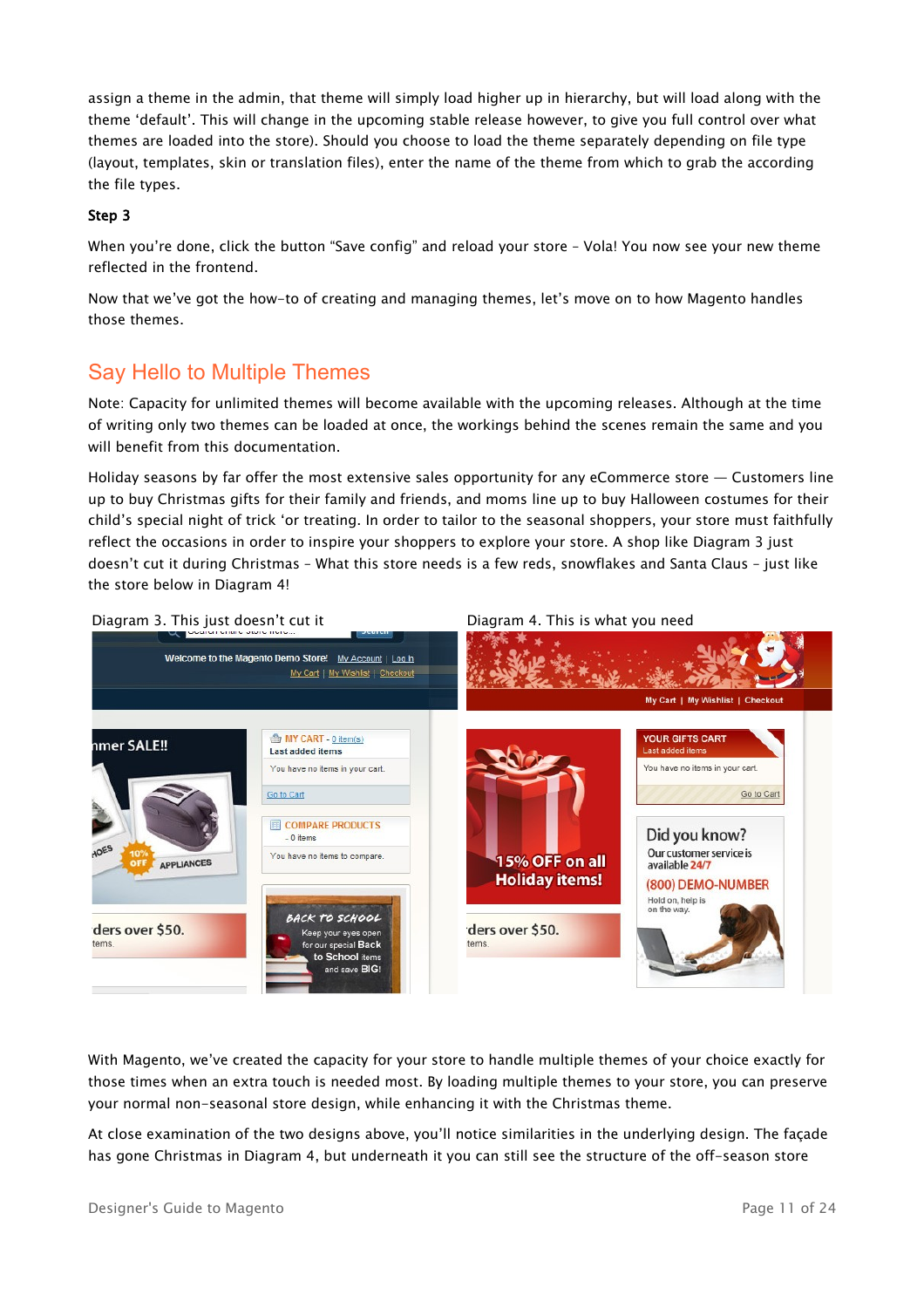assign a theme in the admin, that theme will simply load higher up in hierarchy, but will load along with the theme 'default'. This will change in the upcoming stable release however, to give you full control over what themes are loaded into the store). Should you choose to load the theme separately depending on file type (layout, templates, skin or translation files), enter the name of the theme from which to grab the according the file types.

**Step 3**

When you're done, click the button "Save config" and reload your store – Vola! You now see your new theme reflected in the frontend.

Now that we've got the how-to of creating and managing themes, let's move on to how Magento handles those themes.

## Say Hello to Multiple Themes

Note: Capacity for unlimited themes will become available with the upcoming releases. Although at the time of writing only two themes can be loaded at once, the workings behind the scenes remain the same and you will benefit from this documentation.

Holiday seasons by far offer the most extensive sales opportunity for any eCommerce store — Customers line up to buy Christmas gifts for their family and friends, and moms line up to buy Halloween costumes for their child's special night of trick 'or treating. In order to tailor to the seasonal shoppers, your store must faithfully reflect the occasions in order to inspire your shoppers to explore your store. A shop like Diagram 3 just doesn't cut it during Christmas – What this store needs is a few reds, snowflakes and Santa Claus – just like the store below in Diagram 4!

Diagram 3. This just doesn't cut it

Diagram 4. This is what you need

With Magento, we've created the capacity for your store to handle multiple themes of your choice exactly for those times when an extra touch is needed most. By loading multiple themes to your store, you can preserve your normal non-seasonal store design, while enhancing it with the Christmas theme.

At close examination of the two designs above, you'll notice similarities in the underlying design. The façade has gone Christmas in Diagram 4, but underneath it you can still see the structure of the off-season store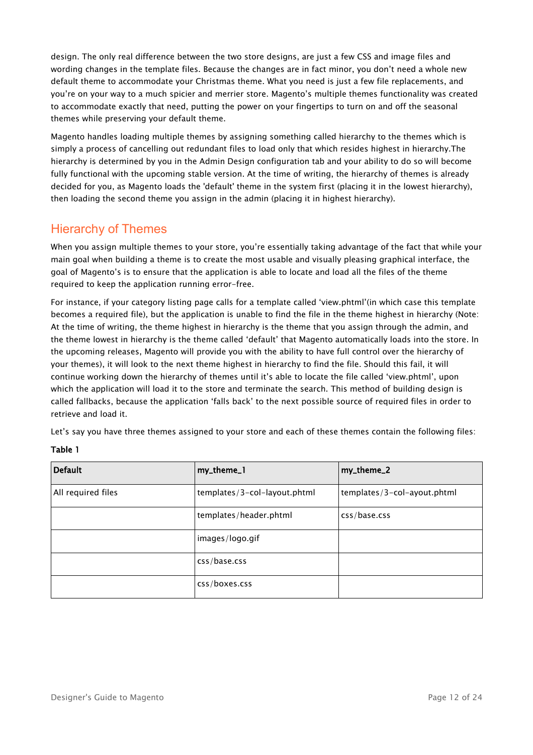design. The only real difference between the two store designs, are just a few CSS and image files and wording changes in the template files. Because the changes are in fact minor, you don't need a whole new default theme to accommodate your Christmas theme. What you need is just a few file replacements, and you're on your way to a much spicier and merrier store. Magento's multiple themes functionality was created to accommodate exactly that need, putting the power on your fingertips to turn on and off the seasonal themes while preserving your default theme.

Magento handles loading multiple themes by assigning something called hierarchy to the themes which is simply a process of cancelling out redundant files to load only that which resides highest in hierarchy.The hierarchy is determined by you in the Admin Design configuration tab and your ability to do so will become fully functional with the upcoming stable version. At the time of writing, the hierarchy of themes is already decided for you, as Magento loads the 'default' theme in the system first (placing it in the lowest hierarchy), then loading the second theme you assign in the admin (placing it in highest hierarchy).

## Hierarchy of Themes

When you assign multiple themes to your store, you're essentially taking advantage of the fact that while your main goal when building a theme is to create the most usable and visually pleasing graphical interface, the goal of Magento's is to ensure that the application is able to locate and load all the files of the theme required to keep the application running error-free.

For instance, if your category listing page calls for a template called 'view.phtml'(in which case this template becomes a required file), but the application is unable to find the file in the theme highest in hierarchy (Note: At the time of writing, the theme highest in hierarchy is the theme that you assign through the admin, and the theme lowest in hierarchy is the theme called 'default' that Magento automatically loads into the store. In the upcoming releases, Magento will provide you with the ability to have full control over the hierarchy of your themes), it will look to the next theme highest in hierarchy to find the file. Should this fail, it will continue working down the hierarchy of themes until it's able to locate the file called 'view.phtml', upon which the application will load it to the store and terminate the search. This method of building design is called fallbacks, because the application 'falls back' to the next possible source of required files in order to retrieve and load it.

Let's say you have three themes assigned to your store and each of these themes contain the following files:

**Table 1**

| Default | my_theme_1 | my_theme_2 |
|---|---|---|
| All required files | templates/3-col-layout.phtml | templates/3-col-ayout.phtml |
| | templates/header.phtml | css/base.css |
| | images/logo.gif | |
| | css/base.css | |
| | css/boxes.css | |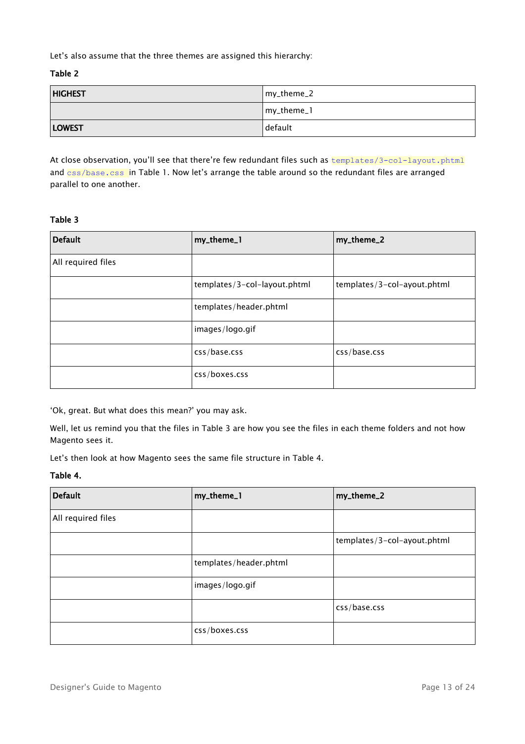Let's also assume that the three themes are assigned this hierarchy:

**Table 2**

| HIGHEST | my_theme_2 |
|---|---|
| | my_theme_1 |
| **LOWEST** | default |

At close observation, you'll see that there're few redundant files such as `templates/3-col-layout.phtml` and `css/base.css` in Table 1. Now let's arrange the table around so the redundant files are arranged parallel to one another.

**Table 3**

| Default | my_theme_1 | my_theme_2 |
|---|---|---|
| All required files | | |
| | templates/3-col-layout.phtml | templates/3-col-ayout.phtml |
| | templates/header.phtml | |
| | images/logo.gif | |
| | css/base.css | css/base.css |
| | css/boxes.css | |

'Ok, great. But what does this mean?' you may ask.

Well, let us remind you that the files in Table 3 are how you see the files in each theme folders and not how Magento sees it.

Let's then look at how Magento sees the same file structure in Table 4.

**Table 4.**

| Default | my_theme_1 | my_theme_2 |
|---|---|---|
| All required files | | |
| | | templates/3-col-ayout.phtml |
| | templates/header.phtml | |
| | images/logo.gif | |
| | | css/base.css |
| | css/boxes.css | |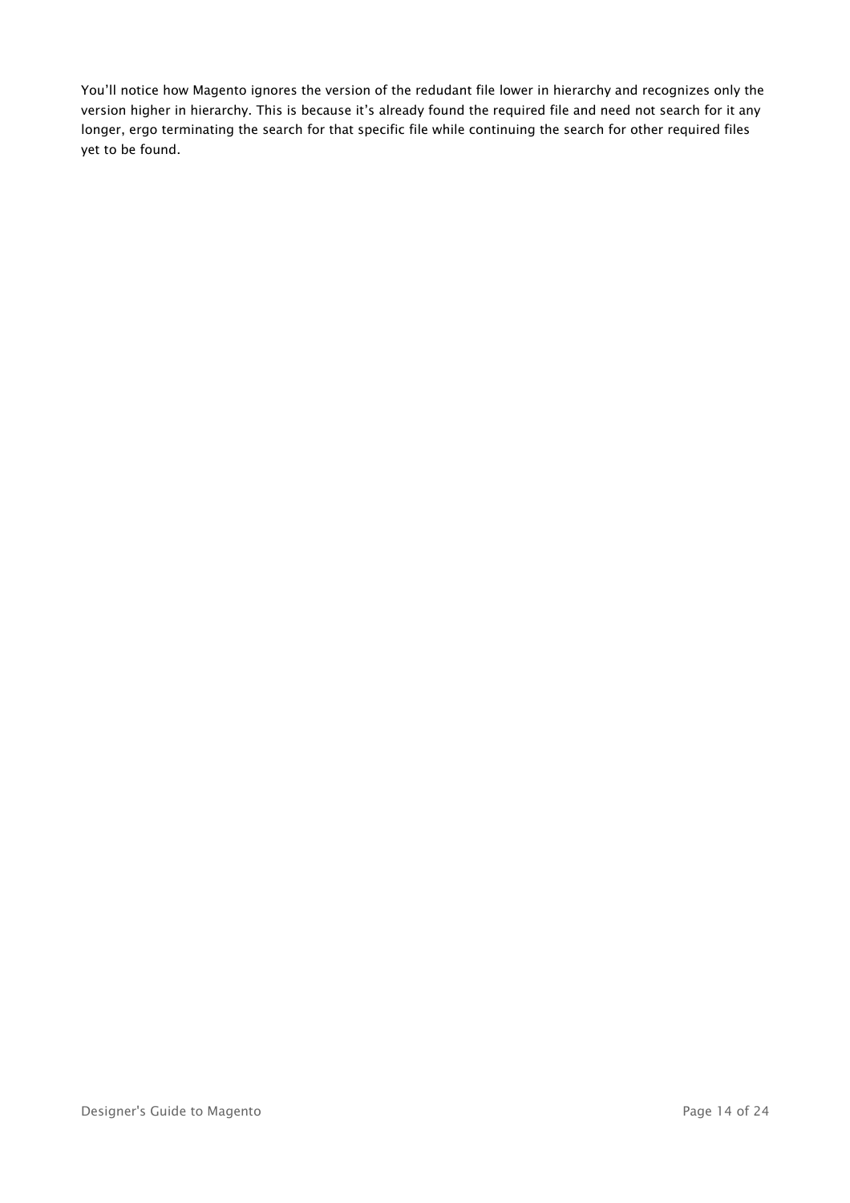You'll notice how Magento ignores the version of the redudant file lower in hierarchy and recognizes only the version higher in hierarchy. This is because it's already found the required file and need not search for it any longer, ergo terminating the search for that specific file while continuing the search for other required files yet to be found.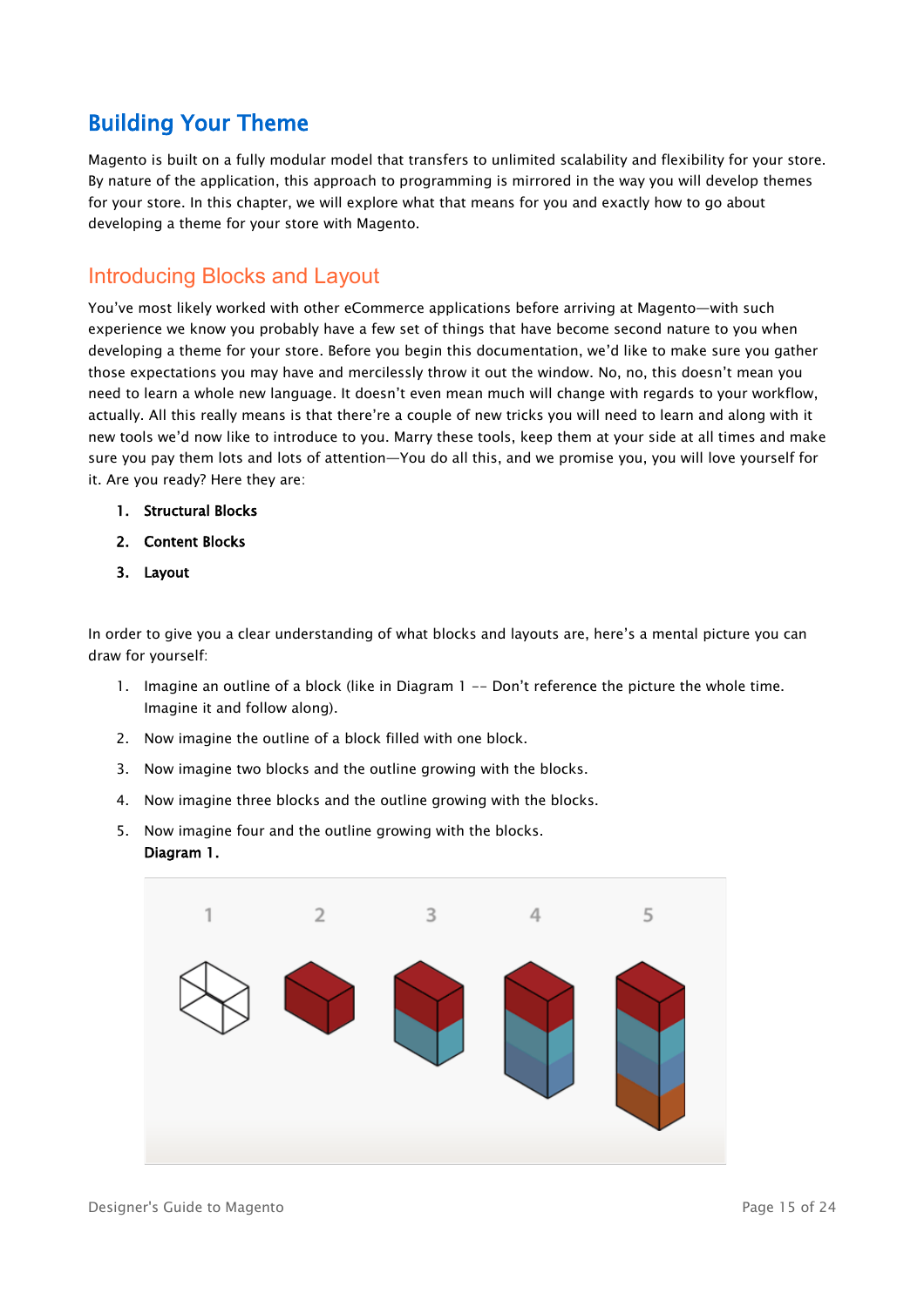# Building Your Theme

Magento is built on a fully modular model that transfers to unlimited scalability and flexibility for your store. By nature of the application, this approach to programming is mirrored in the way you will develop themes for your store. In this chapter, we will explore what that means for you and exactly how to go about developing a theme for your store with Magento.

## Introducing Blocks and Layout

You've most likely worked with other eCommerce applications before arriving at Magento—with such experience we know you probably have a few set of things that have become second nature to you when developing a theme for your store. Before you begin this documentation, we'd like to make sure you gather those expectations you may have and mercilessly throw it out the window. No, no, this doesn't mean you need to learn a whole new language. It doesn't even mean much will change with regards to your workflow, actually. All this really means is that there're a couple of new tricks you will need to learn and along with it new tools we'd now like to introduce to you. Marry these tools, keep them at your side at all times and make sure you pay them lots and lots of attention—You do all this, and we promise you, you will love yourself for it. Are you ready? Here they are:

1. **Structural Blocks**
2. **Content Blocks**
3. **Layout**

In order to give you a clear understanding of what blocks and layouts are, here's a mental picture you can draw for yourself:

1. Imagine an outline of a block (like in Diagram 1 -- Don't reference the picture the whole time. Imagine it and follow along).
2. Now imagine the outline of a block filled with one block.
3. Now imagine two blocks and the outline growing with the blocks.
4. Now imagine three blocks and the outline growing with the blocks.
5. Now imagine four and the outline growing with the blocks.
   **Diagram 1.**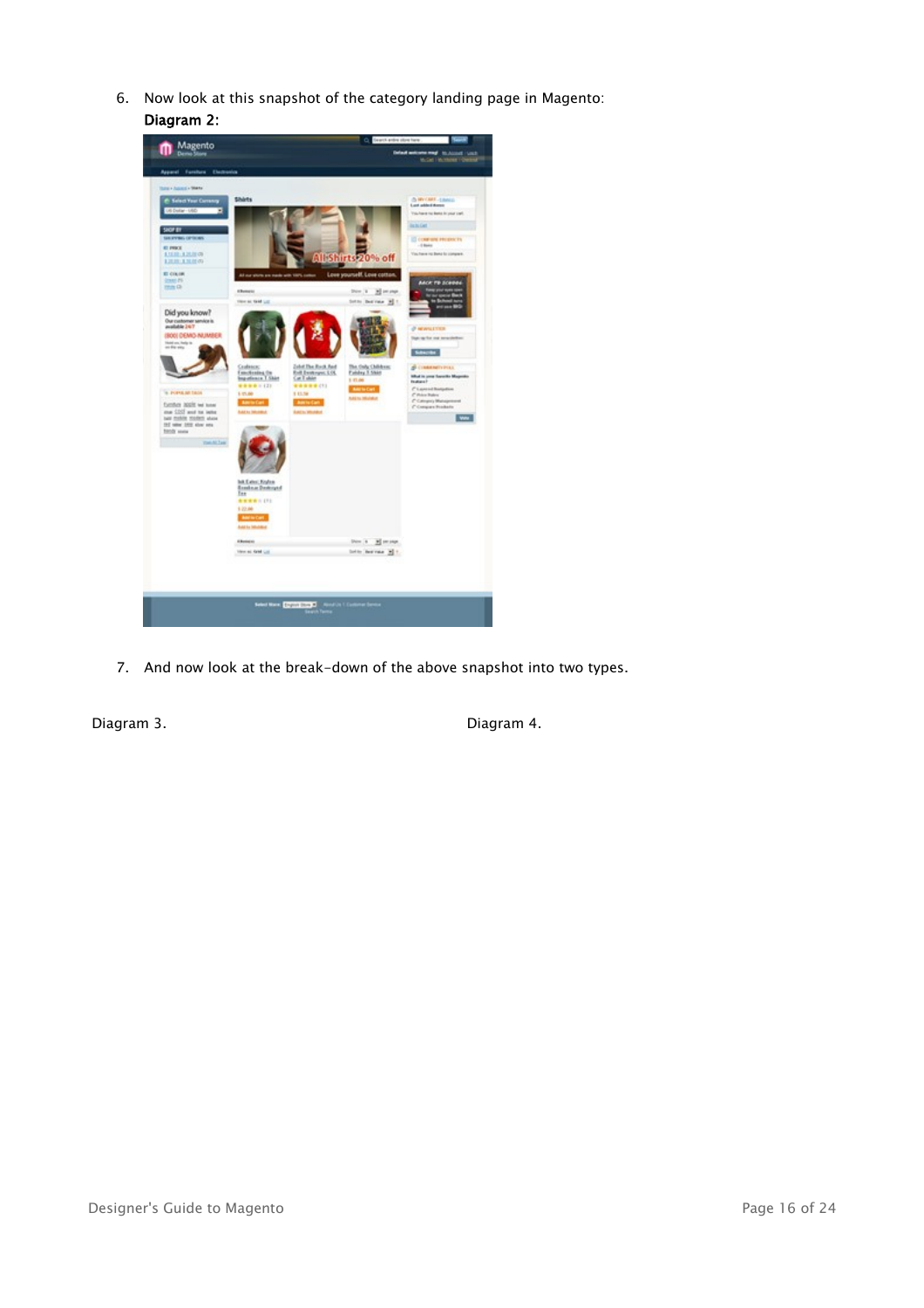6. Now look at this snapshot of the category landing page in Magento:
   **Diagram 2:**

7. And now look at the break-down of the above snapshot into two types.

Diagram 3.

Diagram 4.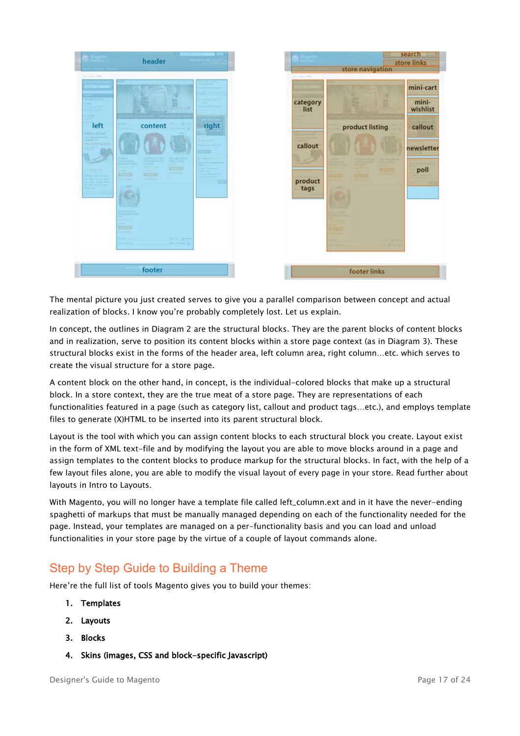The mental picture you just created serves to give you a parallel comparison between concept and actual realization of blocks. I know you're probably completely lost. Let us explain.

In concept, the outlines in Diagram 2 are the structural blocks. They are the parent blocks of content blocks and in realization, serve to position its content blocks within a store page context (as in Diagram 3). These structural blocks exist in the forms of the header area, left column area, right column…etc. which serves to create the visual structure for a store page.

A content block on the other hand, in concept, is the individual-colored blocks that make up a structural block. In a store context, they are the true meat of a store page. They are representations of each functionalities featured in a page (such as category list, callout and product tags…etc.), and employs template files to generate (X)HTML to be inserted into its parent structural block.

Layout is the tool with which you can assign content blocks to each structural block you create. Layout exist in the form of XML text-file and by modifying the layout you are able to move blocks around in a page and assign templates to the content blocks to produce markup for the structural blocks. In fact, with the help of a few layout files alone, you are able to modify the visual layout of every page in your store. Read further about layouts in Intro to Layouts.

With Magento, you will no longer have a template file called left_column.ext and in it have the never-ending spaghetti of markups that must be manually managed depending on each of the functionality needed for the page. Instead, your templates are managed on a per-functionality basis and you can load and unload functionalities in your store page by the virtue of a couple of layout commands alone.

## Step by Step Guide to Building a Theme

Here're the full list of tools Magento gives you to build your themes:

1. **Templates**
2. **Layouts**
3. **Blocks**
4. **Skins (images, CSS and block-specific Javascript)**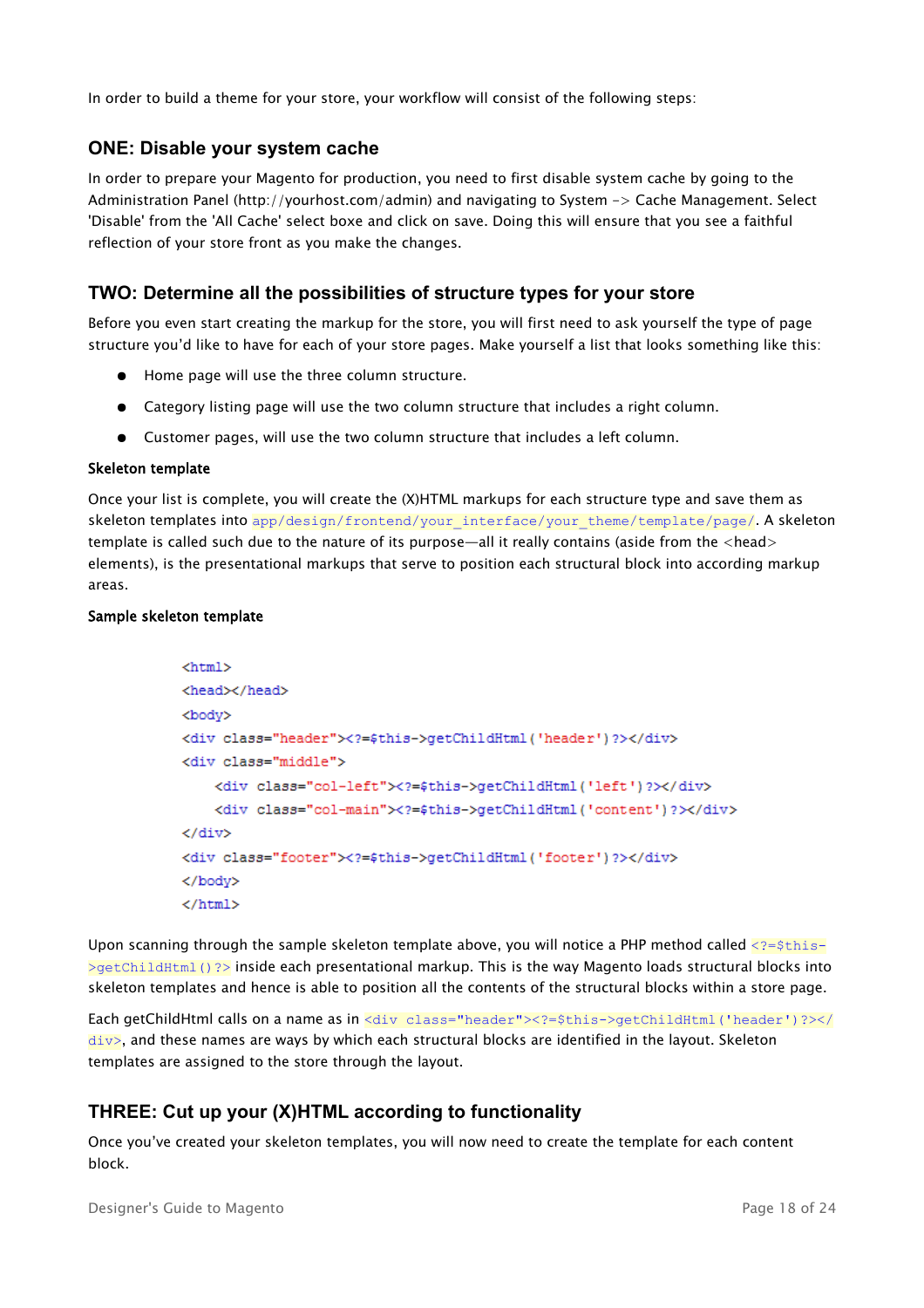In order to build a theme for your store, your workflow will consist of the following steps:

## ONE: Disable your system cache

In order to prepare your Magento for production, you need to first disable system cache by going to the Administration Panel (http://yourhost.com/admin) and navigating to System -> Cache Management. Select 'Disable' from the 'All Cache' select boxe and click on save. Doing this will ensure that you see a faithful reflection of your store front as you make the changes.

## TWO: Determine all the possibilities of structure types for your store

Before you even start creating the markup for the store, you will first need to ask yourself the type of page structure you'd like to have for each of your store pages. Make yourself a list that looks something like this:

- Home page will use the three column structure.
- Category listing page will use the two column structure that includes a right column.
- Customer pages, will use the two column structure that includes a left column.

### Skeleton template

Once your list is complete, you will create the (X)HTML markups for each structure type and save them as skeleton templates into `app/design/frontend/your_interface/your_theme/template/page/`. A skeleton template is called such due to the nature of its purpose—all it really contains (aside from the <head> elements), is the presentational markups that serve to position each structural block into according markup areas.

### Sample skeleton template

```
<html>
<head></head>
<body>
<div class="header"><?=$this->getChildHtml('header')?></div>
<div class="middle">
    <div class="col-left"><?=$this->getChildHtml('left')?></div>
    <div class="col-main"><?=$this->getChildHtml('content')?></div>
</div>
<div class="footer"><?=$this->getChildHtml('footer')?></div>
</body>
</html>
```

Upon scanning through the sample skeleton template above, you will notice a PHP method called `<?=$this->getChildHtml()?>` inside each presentational markup. This is the way Magento loads structural blocks into skeleton templates and hence is able to position all the contents of the structural blocks within a store page.

Each getChildHtml calls on a name as in `<div class="header"><?=$this->getChildHtml('header')?></div>`, and these names are ways by which each structural blocks are identified in the layout. Skeleton templates are assigned to the store through the layout.

## THREE: Cut up your (X)HTML according to functionality

Once you've created your skeleton templates, you will now need to create the template for each content block.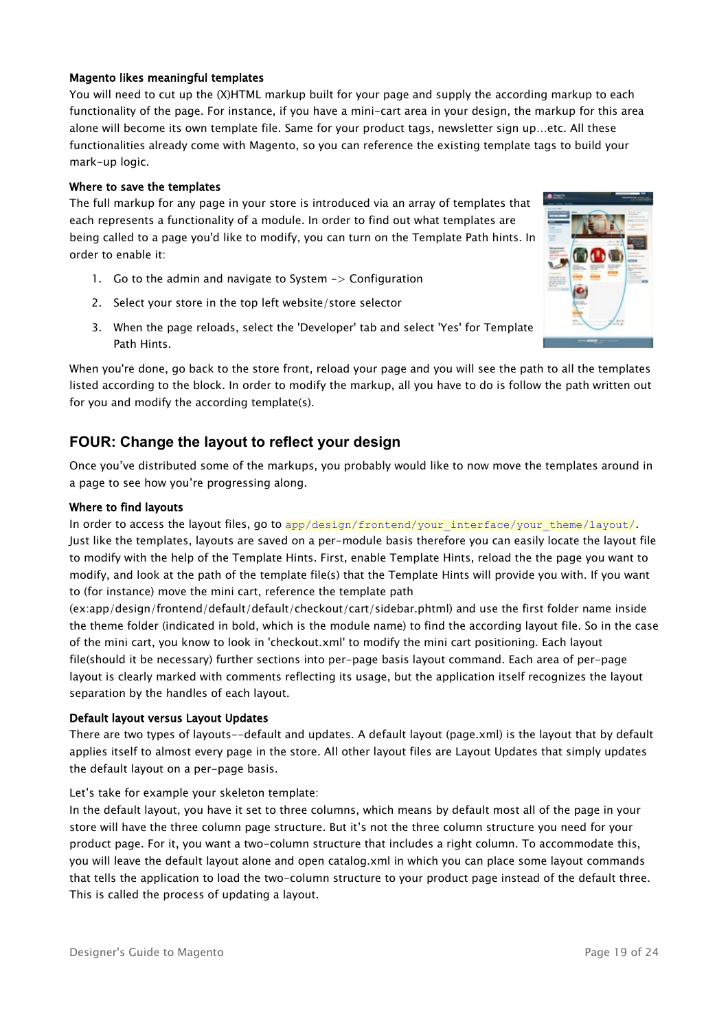**Magento likes meaningful templates**

You will need to cut up the (X)HTML markup built for your page and supply the according markup to each functionality of the page. For instance, if you have a mini-cart area in your design, the markup for this area alone will become its own template file. Same for your product tags, newsletter sign up...etc. All these functionalities already come with Magento, so you can reference the existing template tags to build your mark-up logic.

**Where to save the templates**

The full markup for any page in your store is introduced via an array of templates that each represents a functionality of a module. In order to find out what templates are being called to a page you'd like to modify, you can turn on the Template Path hints. In order to enable it:

1. Go to the admin and navigate to System -> Configuration
2. Select your store in the top left website/store selector
3. When the page reloads, select the 'Developer' tab and select 'Yes' for Template Path Hints.

When you're done, go back to the store front, reload your page and you will see the path to all the templates listed according to the block. In order to modify the markup, all you have to do is follow the path written out for you and modify the according template(s).

## FOUR: Change the layout to reflect your design

Once you've distributed some of the markups, you probably would like to now move the templates around in a page to see how you're progressing along.

**Where to find layouts**

In order to access the layout files, go to `app/design/frontend/your_interface/your_theme/layout/`. Just like the templates, layouts are saved on a per-module basis therefore you can easily locate the layout file to modify with the help of the Template Hints. First, enable Template Hints, reload the the page you want to modify, and look at the path of the template file(s) that the Template Hints will provide you with. If you want to (for instance) move the mini cart, reference the template path (ex:app/design/frontend/default/default/checkout/cart/sidebar.phtml) and use the first folder name inside the theme folder (indicated in bold, which is the module name) to find the according layout file. So in the case of the mini cart, you know to look in 'checkout.xml' to modify the mini cart positioning. Each layout file(should it be necessary) further sections into per-page basis layout command. Each area of per-page layout is clearly marked with comments reflecting its usage, but the application itself recognizes the layout separation by the handles of each layout.

**Default layout versus Layout Updates**

There are two types of layouts--default and updates. A default layout (page.xml) is the layout that by default applies itself to almost every page in the store. All other layout files are Layout Updates that simply updates the default layout on a per-page basis.

Let's take for example your skeleton template:
In the default layout, you have it set to three columns, which means by default most all of the page in your store will have the three column page structure. But it's not the three column structure you need for your product page. For it, you want a two-column structure that includes a right column. To accommodate this, you will leave the default layout alone and open catalog.xml in which you can place some layout commands that tells the application to load the two-column structure to your product page instead of the default three. This is called the process of updating a layout.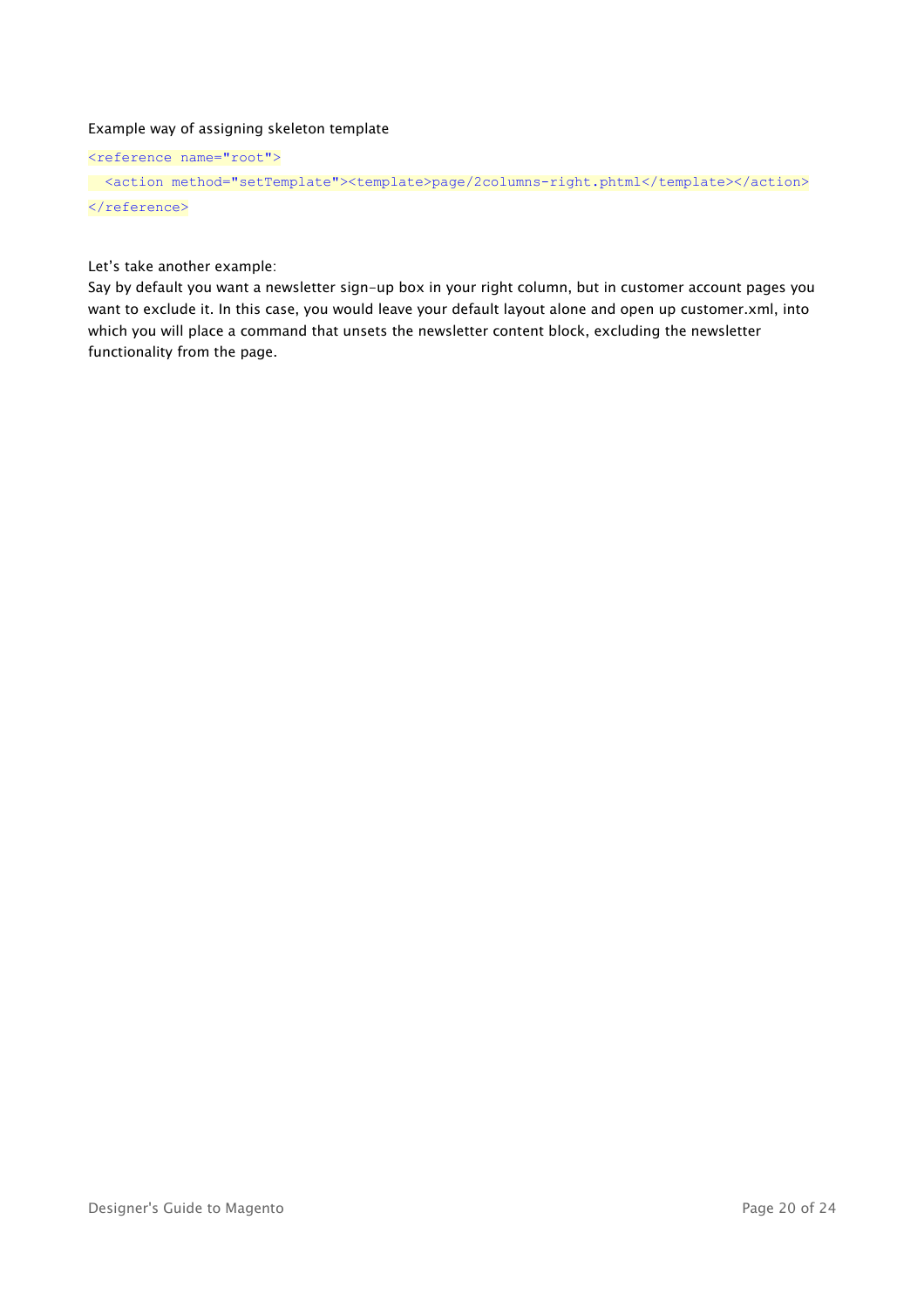Example way of assigning skeleton template

```
<reference name="root">
  <action method="setTemplate"><template>page/2columns-right.phtml</template></action>
</reference>
```

Let's take another example:
Say by default you want a newsletter sign-up box in your right column, but in customer account pages you want to exclude it. In this case, you would leave your default layout alone and open up customer.xml, into which you will place a command that unsets the newsletter content block, excluding the newsletter functionality from the page.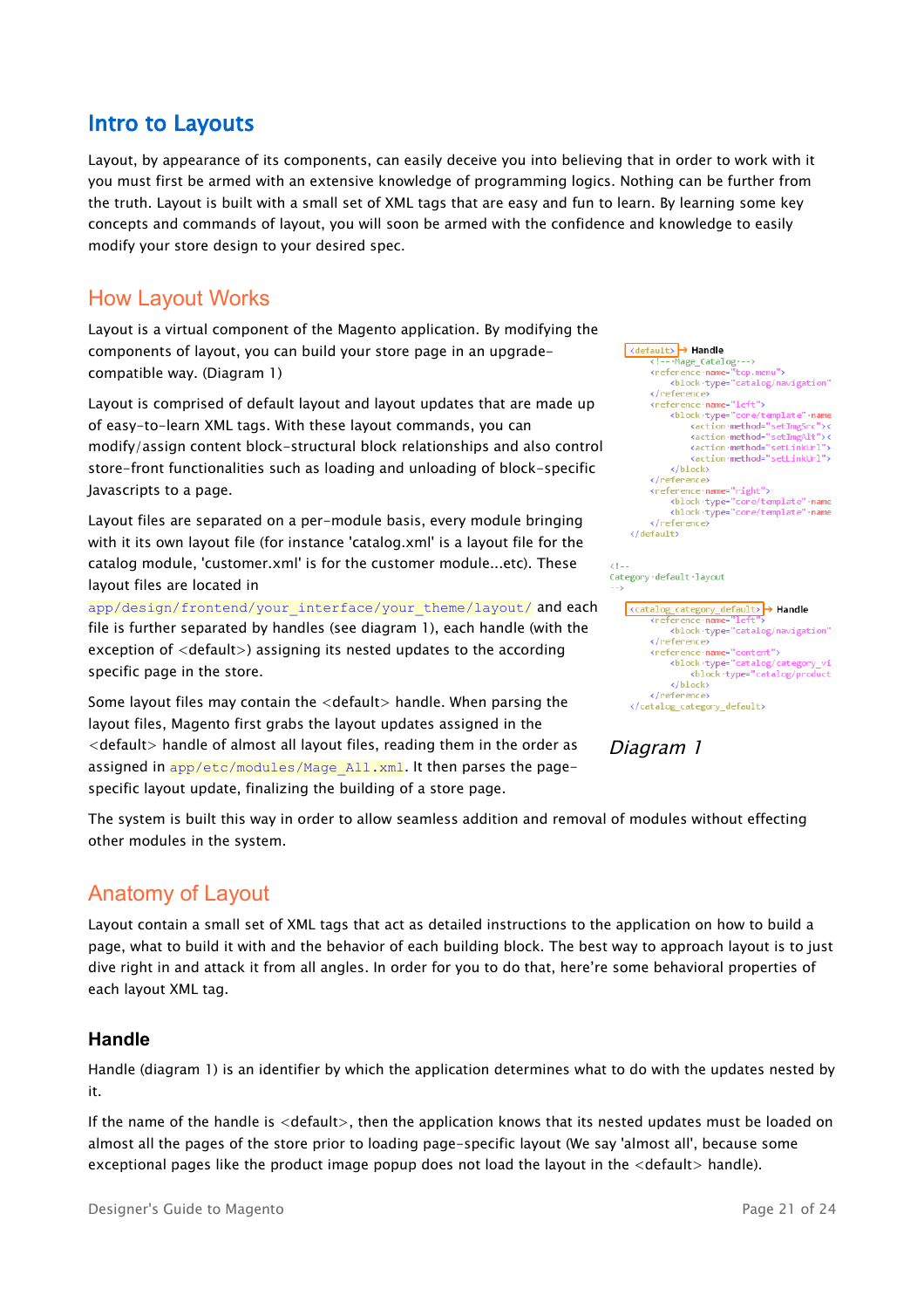# Intro to Layouts

Layout, by appearance of its components, can easily deceive you into believing that in order to work with it you must first be armed with an extensive knowledge of programming logics. Nothing can be further from the truth. Layout is built with a small set of XML tags that are easy and fun to learn. By learning some key concepts and commands of layout, you will soon be armed with the confidence and knowledge to easily modify your store design to your desired spec.

## How Layout Works

Layout is a virtual component of the Magento application. By modifying the components of layout, you can build your store page in an upgrade-compatible way. (Diagram 1)

Layout is comprised of default layout and layout updates that are made up of easy-to-learn XML tags. With these layout commands, you can modify/assign content block-structural block relationships and also control store-front functionalities such as loading and unloading of block-specific Javascripts to a page.

Layout files are separated on a per-module basis, every module bringing with it its own layout file (for instance 'catalog.xml' is a layout file for the catalog module, 'customer.xml' is for the customer module...etc). These layout files are located in `app/design/frontend/your_interface/your_theme/layout/` and each file is further separated by handles (see diagram 1), each handle (with the exception of <default>) assigning its nested updates to the according specific page in the store.

Some layout files may contain the <default> handle. When parsing the layout files, Magento first grabs the layout updates assigned in the <default> handle of almost all layout files, reading them in the order as assigned in `app/etc/modules/Mage_All.xml`. It then parses the page-specific layout update, finalizing the building of a store page.

```
<default>  → Handle
    <!-- Mage_Catalog -->
    <reference name="top.menu">
        <block type="catalog/navigation"
    </reference>
    <reference name="left">
        <block type="core/template" name
            <action method="setImgSrc"><
            <action method="setImgAlt"><
            <action method="setLinkUrl"><
            <action method="setLinkUrl">
        </block>
    </reference>
    <reference name="right">
        <block type="core/template" name
        <block type="core/template" name
    </reference>
</default>

<!--
Category default layout
-->

<catalog_category_default>  → Handle
    <reference name="left">
        <block type="catalog/navigation"
    </reference>
    <reference name="content">
        <block type="catalog/category_vi
            <block type="catalog/product
        </block>
    </reference>
</catalog_category_default>
```

*Diagram 1*

The system is built this way in order to allow seamless addition and removal of modules without effecting other modules in the system.

## Anatomy of Layout

Layout contain a small set of XML tags that act as detailed instructions to the application on how to build a page, what to build it with and the behavior of each building block. The best way to approach layout is to just dive right in and attack it from all angles. In order for you to do that, here're some behavioral properties of each layout XML tag.

### Handle

Handle (diagram 1) is an identifier by which the application determines what to do with the updates nested by it.

If the name of the handle is <default>, then the application knows that its nested updates must be loaded on almost all the pages of the store prior to loading page-specific layout (We say 'almost all', because some exceptional pages like the product image popup does not load the layout in the <default> handle).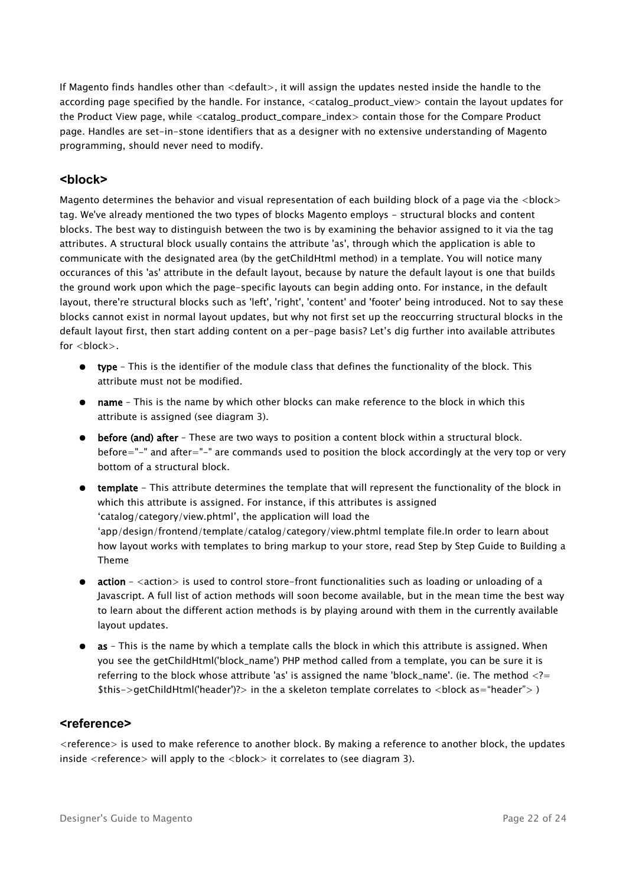If Magento finds handles other than <default>, it will assign the updates nested inside the handle to the according page specified by the handle. For instance, <catalog_product_view> contain the layout updates for the Product View page, while <catalog_product_compare_index> contain those for the Compare Product page. Handles are set-in-stone identifiers that as a designer with no extensive understanding of Magento programming, should never need to modify.

## <block>

Magento determines the behavior and visual representation of each building block of a page via the <block> tag. We've already mentioned the two types of blocks Magento employs - structural blocks and content blocks. The best way to distinguish between the two is by examining the behavior assigned to it via the tag attributes. A structural block usually contains the attribute 'as', through which the application is able to communicate with the designated area (by the getChildHtml method) in a template. You will notice many occurances of this 'as' attribute in the default layout, because by nature the default layout is one that builds the ground work upon which the page-specific layouts can begin adding onto. For instance, in the default layout, there're structural blocks such as 'left', 'right', 'content' and 'footer' being introduced. Not to say these blocks cannot exist in normal layout updates, but why not first set up the reoccurring structural blocks in the default layout first, then start adding content on a per-page basis? Let's dig further into available attributes for <block>.

- **type** – This is the identifier of the module class that defines the functionality of the block. This attribute must not be modified.
- **name** – This is the name by which other blocks can make reference to the block in which this attribute is assigned (see diagram 3).
- **before (and) after** – These are two ways to position a content block within a structural block. before="-" and after="-" are commands used to position the block accordingly at the very top or very bottom of a structural block.
- **template** - This attribute determines the template that will represent the functionality of the block in which this attribute is assigned. For instance, if this attributes is assigned 'catalog/category/view.phtml', the application will load the 'app/design/frontend/template/catalog/category/view.phtml template file.In order to learn about how layout works with templates to bring markup to your store, read Step by Step Guide to Building a Theme
- **action** – <action> is used to control store-front functionalities such as loading or unloading of a Javascript. A full list of action methods will soon become available, but in the mean time the best way to learn about the different action methods is by playing around with them in the currently available layout updates.
- **as** – This is the name by which a template calls the block in which this attribute is assigned. When you see the getChildHtml('block_name') PHP method called from a template, you can be sure it is referring to the block whose attribute 'as' is assigned the name 'block_name'. (ie. The method <?= $this->getChildHtml('header')?> in the a skeleton template correlates to <block as="header"> )

## <reference>

<reference> is used to make reference to another block. By making a reference to another block, the updates inside <reference> will apply to the <block> it correlates to (see diagram 3).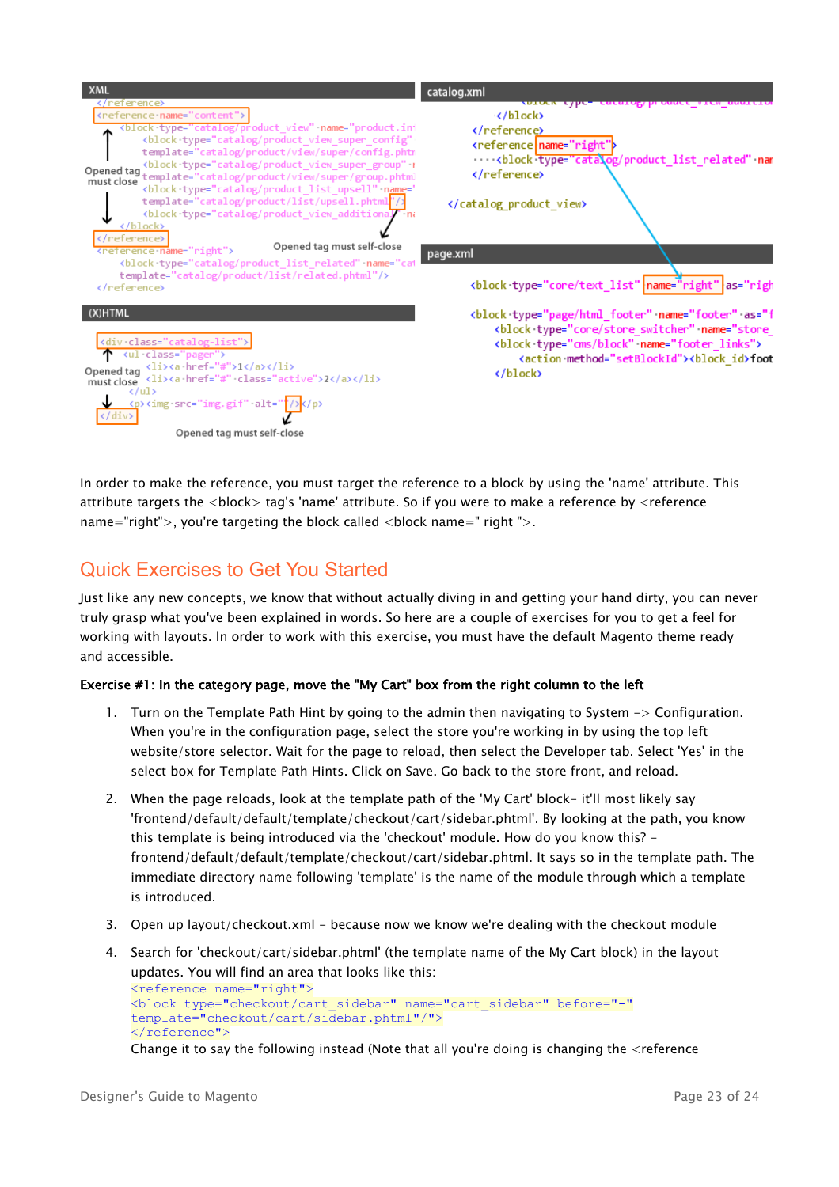XML

```
</reference>
<reference name="content">
    <block type="catalog/product_view" name="product.in
        <block type="catalog/product_view_super_config"
        template="catalog/product/view/super/config.phtr
        <block type="catalog/product_view_super_group" 
        template="catalog/product/view/super/group.phtml
        <block type="catalog/product_list_upsell" name="
        template="catalog/product/list/upsell.phtml"/>
        <block type="catalog/product_view_additional" na
    </block>
</reference>
<reference name="right">
    <block type="catalog/product_list_related" name="cat
    template="catalog/product/list/related.phtml"/>
</reference>
```

Opened tag must close

Opened tag must self-close

(X)HTML

```
<div class="catalog-list">
    <ul class="pager">
        <li><a href="#">1</a></li>
        <li><a href="#" class="active">2</a></li>
    </ul>
    <p><img src="img.gif" alt=""/></p>
</div>
```

Opened tag must close

Opened tag must self-close

catalog.xml

```
        </block>
    </reference>
    <reference name="right">
        <block type="catalog/product_list_related" nam
    </reference>
</catalog_product_view>
```

page.xml

```
<block type="core/text_list" name="right" as="righ

<block type="page/html_footer" name="footer" as="f
    <block type="core/store_switcher" name="store_
    <block type="cms/block" name="footer_links">
        <action method="setBlockId"><block_id>foot
    </block>
```

In order to make the reference, you must target the reference to a block by using the 'name' attribute. This attribute targets the <block> tag's 'name' attribute. So if you were to make a reference by <reference name="right">, you're targeting the block called <block name=" right ">.

## Quick Exercises to Get You Started

Just like any new concepts, we know that without actually diving in and getting your hand dirty, you can never truly grasp what you've been explained in words. So here are a couple of exercises for you to get a feel for working with layouts. In order to work with this exercise, you must have the default Magento theme ready and accessible.

**Exercise #1: In the category page, move the "My Cart" box from the right column to the left**

1. Turn on the Template Path Hint by going to the admin then navigating to System -> Configuration. When you're in the configuration page, select the store you're working in by using the top left website/store selector. Wait for the page to reload, then select the Developer tab. Select 'Yes' in the select box for Template Path Hints. Click on Save. Go back to the store front, and reload.
2. When the page reloads, look at the template path of the 'My Cart' block– it'll most likely say 'frontend/default/default/template/checkout/cart/sidebar.phtml'. By looking at the path, you know this template is being introduced via the 'checkout' module. How do you know this? – frontend/default/default/template/checkout/cart/sidebar.phtml. It says so in the template path. The immediate directory name following 'template' is the name of the module through which a template is introduced.
3. Open up layout/checkout.xml – because now we know we're dealing with the checkout module
4. Search for 'checkout/cart/sidebar.phtml' (the template name of the My Cart block) in the layout updates. You will find an area that looks like this:

   ```
   <reference name="right">
   <block type="checkout/cart_sidebar" name="cart_sidebar" before="-"
   template="checkout/cart/sidebar.phtml"/">
   </reference">
   ```

   Change it to say the following instead (Note that all you're doing is changing the <reference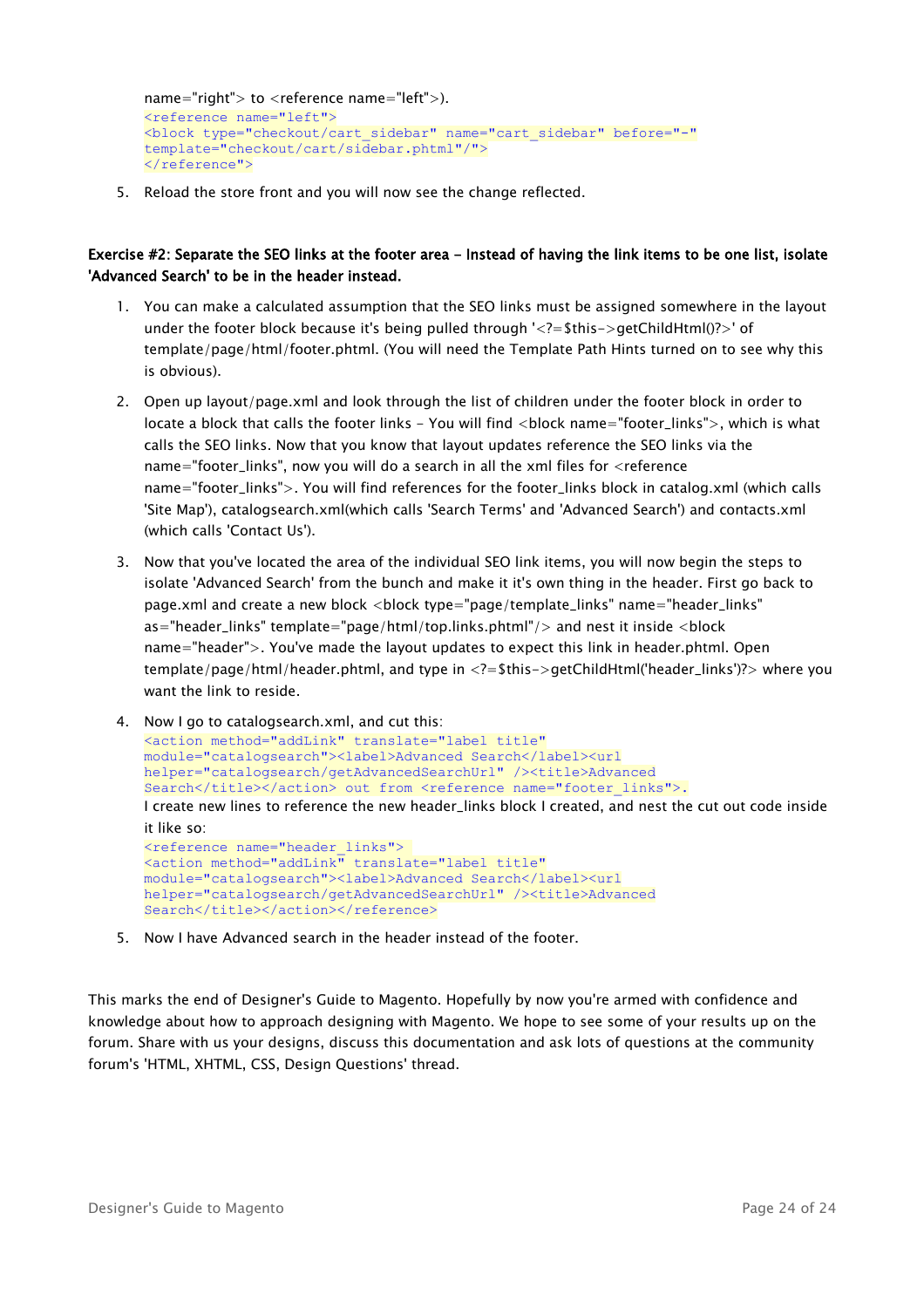name="right"> to <reference name="left">).

```
<reference name="left">
<block type="checkout/cart_sidebar" name="cart_sidebar" before="-"
template="checkout/cart/sidebar.phtml"/">
</reference">
```

5. Reload the store front and you will now see the change reflected.

**Exercise #2: Separate the SEO links at the footer area – Instead of having the link items to be one list, isolate 'Advanced Search' to be in the header instead.**

1. You can make a calculated assumption that the SEO links must be assigned somewhere in the layout under the footer block because it's being pulled through '<?=$this->getChildHtml()?>' of template/page/html/footer.phtml. (You will need the Template Path Hints turned on to see why this is obvious).
2. Open up layout/page.xml and look through the list of children under the footer block in order to locate a block that calls the footer links – You will find <block name="footer_links">, which is what calls the SEO links. Now that you know that layout updates reference the SEO links via the name="footer_links", now you will do a search in all the xml files for <reference name="footer_links">. You will find references for the footer_links block in catalog.xml (which calls 'Site Map'), catalogsearch.xml(which calls 'Search Terms' and 'Advanced Search') and contacts.xml (which calls 'Contact Us').
3. Now that you've located the area of the individual SEO link items, you will now begin the steps to isolate 'Advanced Search' from the bunch and make it it's own thing in the header. First go back to page.xml and create a new block <block type="page/template_links" name="header_links" as="header_links" template="page/html/top.links.phtml"/> and nest it inside <block name="header">. You've made the layout updates to expect this link in header.phtml. Open template/page/html/header.phtml, and type in <?=$this->getChildHtml('header_links')?> where you want the link to reside.
4. Now I go to catalogsearch.xml, and cut this:

```
<action method="addLink" translate="label title"
module="catalogsearch"><label>Advanced Search</label><url
helper="catalogsearch/getAdvancedSearchUrl" /><title>Advanced
Search</title></action> out from <reference name="footer_links">.
```

   I create new lines to reference the new header_links block I created, and nest the cut out code inside it like so:

```
<reference name="header_links">
<action method="addLink" translate="label title"
module="catalogsearch"><label>Advanced Search</label><url
helper="catalogsearch/getAdvancedSearchUrl" /><title>Advanced
Search</title></action></reference>
```

5. Now I have Advanced search in the header instead of the footer.

This marks the end of Designer's Guide to Magento. Hopefully by now you're armed with confidence and knowledge about how to approach designing with Magento. We hope to see some of your results up on the forum. Share with us your designs, discuss this documentation and ask lots of questions at the community forum's 'HTML, XHTML, CSS, Design Questions' thread.